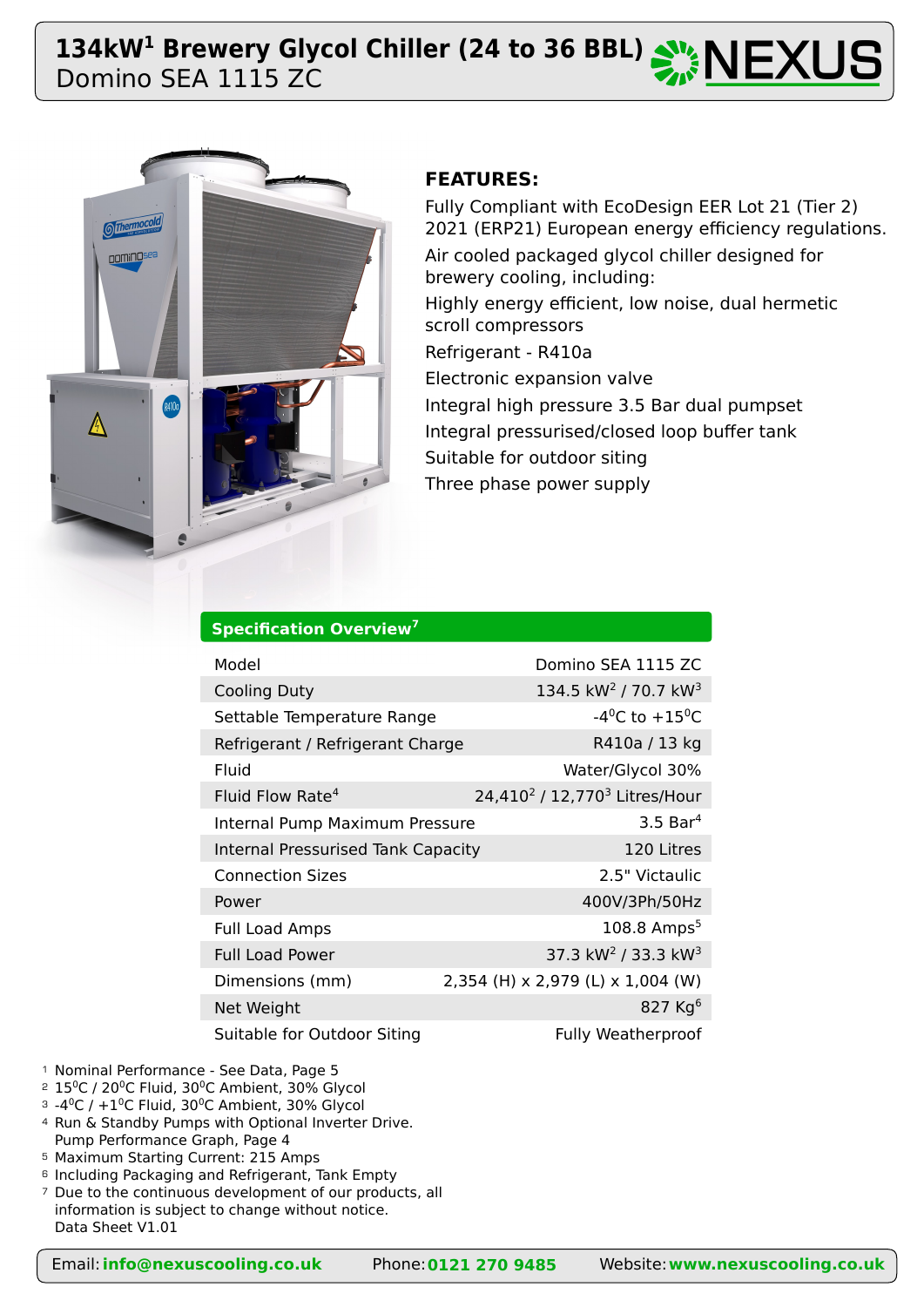# 134kW[1] Brewery Glycol Chiller (24 to 36 BBL)
Domino SEA 1115 ZC

## FEATURES:

Fully Compliant with EcoDesign EER Lot 21 (Tier 2) 2021 (ERP21) European energy efficiency regulations.

Air cooled packaged glycol chiller designed for brewery cooling, including:

Highly energy efficient, low noise, dual hermetic scroll compressors

Refrigerant - R410a

Electronic expansion valve

Integral high pressure 3.5 Bar dual pumpset

Integral pressurised/closed loop buffer tank

Suitable for outdoor siting

Three phase power supply

## Specification Overview[7]

| | |
|---|---|
| Model | Domino SEA 1115 ZC |
| Cooling Duty | 134.5 kW[2] / 70.7 kW[3] |
| Settable Temperature Range | -4°C to +15°C |
| Refrigerant / Refrigerant Charge | R410a / 13 kg |
| Fluid | Water/Glycol 30% |
| Fluid Flow Rate[4] | 24,410[2] / 12,770[3] Litres/Hour |
| Internal Pump Maximum Pressure | 3.5 Bar[4] |
| Internal Pressurised Tank Capacity | 120 Litres |
| Connection Sizes | 2.5" Victaulic |
| Power | 400V/3Ph/50Hz |
| Full Load Amps | 108.8 Amps[5] |
| Full Load Power | 37.3 kW[2] / 33.3 kW[3] |
| Dimensions (mm) | 2,354 (H) x 2,979 (L) x 1,004 (W) |
| Net Weight | 827 Kg[6] |
| Suitable for Outdoor Siting | Fully Weatherproof |

1 Nominal Performance - See Data, Page 5
2 15°C / 20°C Fluid, 30°C Ambient, 30% Glycol
3 -4°C / +1°C Fluid, 30°C Ambient, 30% Glycol
4 Run & Standby Pumps with Optional Inverter Drive. Pump Performance Graph, Page 4
5 Maximum Starting Current: 215 Amps
6 Including Packaging and Refrigerant, Tank Empty
7 Due to the continuous development of our products, all information is subject to change without notice.
Data Sheet V1.01

Email: **info@nexuscooling.co.uk** Phone: **0121 270 9485** Website: **www.nexuscooling.co.uk**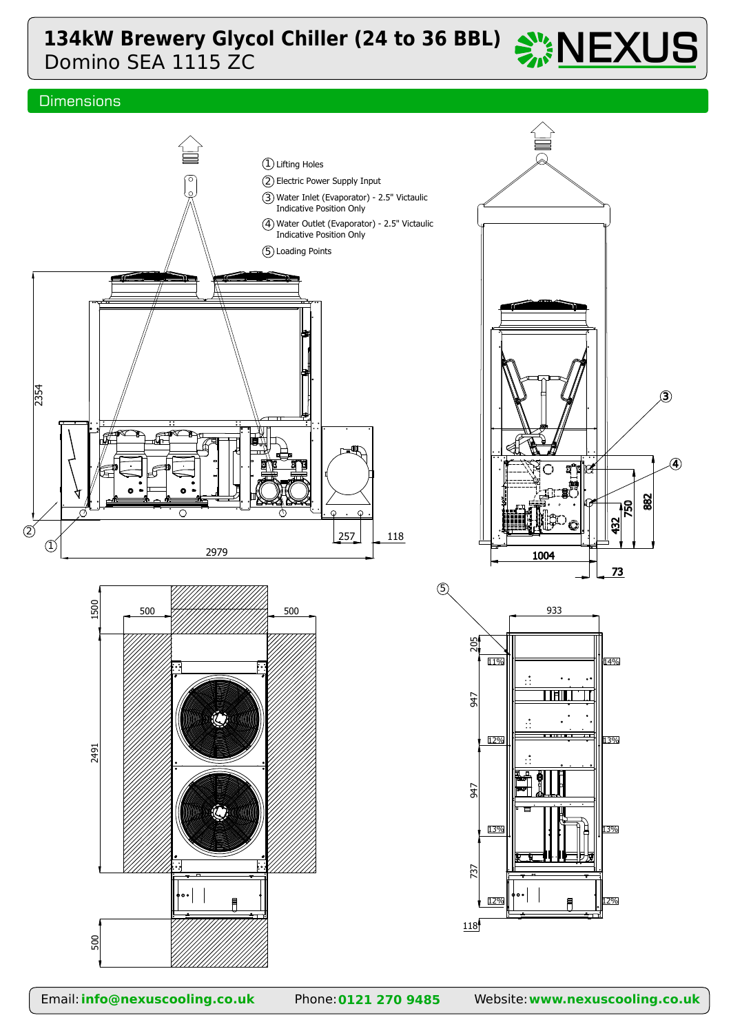# 134kW Brewery Glycol Chiller (24 to 36 BBL)

Domino SEA 1115 ZC

## Dimensions

1. Lifting Holes
2. Electric Power Supply Input
3. Water Inlet (Evaporator) - 2.5" Victaulic Indicative Position Only
4. Water Outlet (Evaporator) - 2.5" Victaulic Indicative Position Only
5. Loading Points

2354

2979

257

118

1004

73

432

750

882

1500

500

500

2491

500

933

205

947

947

737

118

11%

14%

12%

13%

13%

13%

12%

12%

Email: info@nexuscooling.co.uk Phone: 0121 270 9485 Website: www.nexuscooling.co.uk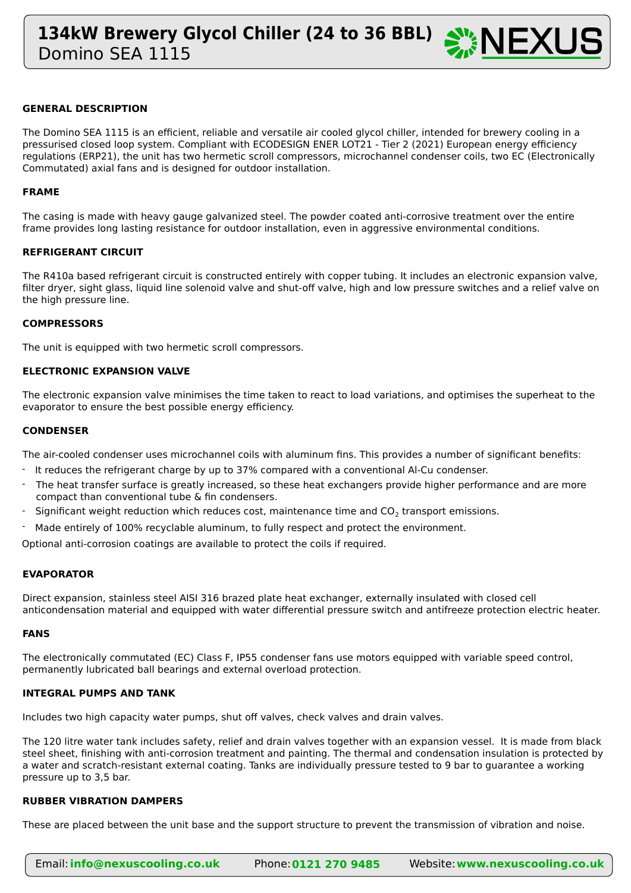# 134kW Brewery Glycol Chiller (24 to 36 BBL)

Domino SEA 1115

### GENERAL DESCRIPTION

The Domino SEA 1115 is an efficient, reliable and versatile air cooled glycol chiller, intended for brewery cooling in a pressurised closed loop system. Compliant with ECODESIGN ENER LOT21 - Tier 2 (2021) European energy efficiency regulations (ERP21), the unit has two hermetic scroll compressors, microchannel condenser coils, two EC (Electronically Commutated) axial fans and is designed for outdoor installation.

### FRAME

The casing is made with heavy gauge galvanized steel. The powder coated anti-corrosive treatment over the entire frame provides long lasting resistance for outdoor installation, even in aggressive environmental conditions.

### REFRIGERANT CIRCUIT

The R410a based refrigerant circuit is constructed entirely with copper tubing. It includes an electronic expansion valve, filter dryer, sight glass, liquid line solenoid valve and shut-off valve, high and low pressure switches and a relief valve on the high pressure line.

### COMPRESSORS

The unit is equipped with two hermetic scroll compressors.

### ELECTRONIC EXPANSION VALVE

The electronic expansion valve minimises the time taken to react to load variations, and optimises the superheat to the evaporator to ensure the best possible energy efficiency.

### CONDENSER

The air-cooled condenser uses microchannel coils with aluminum fins. This provides a number of significant benefits:

- It reduces the refrigerant charge by up to 37% compared with a conventional Al-Cu condenser.
- The heat transfer surface is greatly increased, so these heat exchangers provide higher performance and are more compact than conventional tube & fin condensers.
- Significant weight reduction which reduces cost, maintenance time and $CO_2$ transport emissions.
- Made entirely of 100% recyclable aluminum, to fully respect and protect the environment.

Optional anti-corrosion coatings are available to protect the coils if required.

### EVAPORATOR

Direct expansion, stainless steel AISI 316 brazed plate heat exchanger, externally insulated with closed cell anticondensation material and equipped with water differential pressure switch and antifreeze protection electric heater.

### FANS

The electronically commutated (EC) Class F, IP55 condenser fans use motors equipped with variable speed control, permanently lubricated ball bearings and external overload protection.

### INTEGRAL PUMPS AND TANK

Includes two high capacity water pumps, shut off valves, check valves and drain valves.

The 120 litre water tank includes safety, relief and drain valves together with an expansion vessel. It is made from black steel sheet, finishing with anti-corrosion treatment and painting. The thermal and condensation insulation is protected by a water and scratch-resistant external coating. Tanks are individually pressure tested to 9 bar to guarantee a working pressure up to 3,5 bar.

### RUBBER VIBRATION DAMPERS

These are placed between the unit base and the support structure to prevent the transmission of vibration and noise.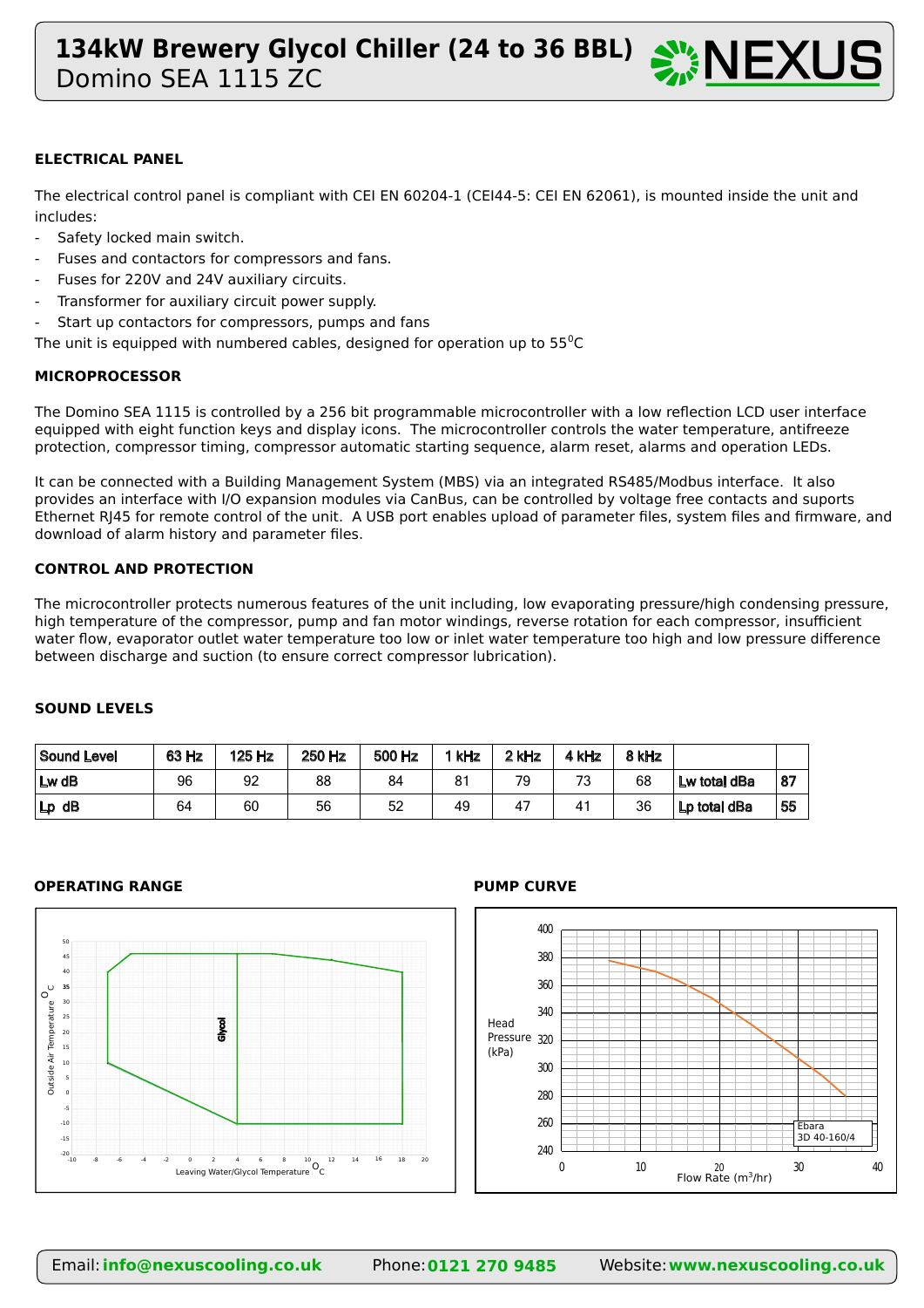# 134kW Brewery Glycol Chiller (24 to 36 BBL)

Domino SEA 1115 ZC

### ELECTRICAL PANEL

The electrical control panel is compliant with CEI EN 60204-1 (CEI44-5: CEI EN 62061), is mounted inside the unit and includes:

- Safety locked main switch.
- Fuses and contactors for compressors and fans.
- Fuses for 220V and 24V auxiliary circuits.
- Transformer for auxiliary circuit power supply.
- Start up contactors for compressors, pumps and fans

The unit is equipped with numbered cables, designed for operation up to 55$^0$C

### MICROPROCESSOR

The Domino SEA 1115 is controlled by a 256 bit programmable microcontroller with a low reflection LCD user interface equipped with eight function keys and display icons. The microcontroller controls the water temperature, antifreeze protection, compressor timing, compressor automatic starting sequence, alarm reset, alarms and operation LEDs.

It can be connected with a Building Management System (MBS) via an integrated RS485/Modbus interface. It also provides an interface with I/O expansion modules via CanBus, can be controlled by voltage free contacts and suports Ethernet RJ45 for remote control of the unit. A USB port enables upload of parameter files, system files and firmware, and download of alarm history and parameter files.

### CONTROL AND PROTECTION

The microcontroller protects numerous features of the unit including, low evaporating pressure/high condensing pressure, high temperature of the compressor, pump and fan motor windings, reverse rotation for each compressor, insufficient water flow, evaporator outlet water temperature too low or inlet water temperature too high and low pressure difference between discharge and suction (to ensure correct compressor lubrication).

### SOUND LEVELS

| Sound Level | 63 Hz | 125 Hz | 250 Hz | 500 Hz | 1 kHz | 2 kHz | 4 kHz | 8 kHz | | |
|---|---|---|---|---|---|---|---|---|---|---|
| Lw dB | 96 | 92 | 88 | 84 | 81 | 79 | 73 | 68 | Lw total dBa | 87 |
| Lp dB | 64 | 60 | 56 | 52 | 49 | 47 | 41 | 36 | Lp total dBa | 55 |

### OPERATING RANGE

### PUMP CURVE

Email: info@nexuscooling.co.uk Phone: 0121 270 9485 Website: www.nexuscooling.co.uk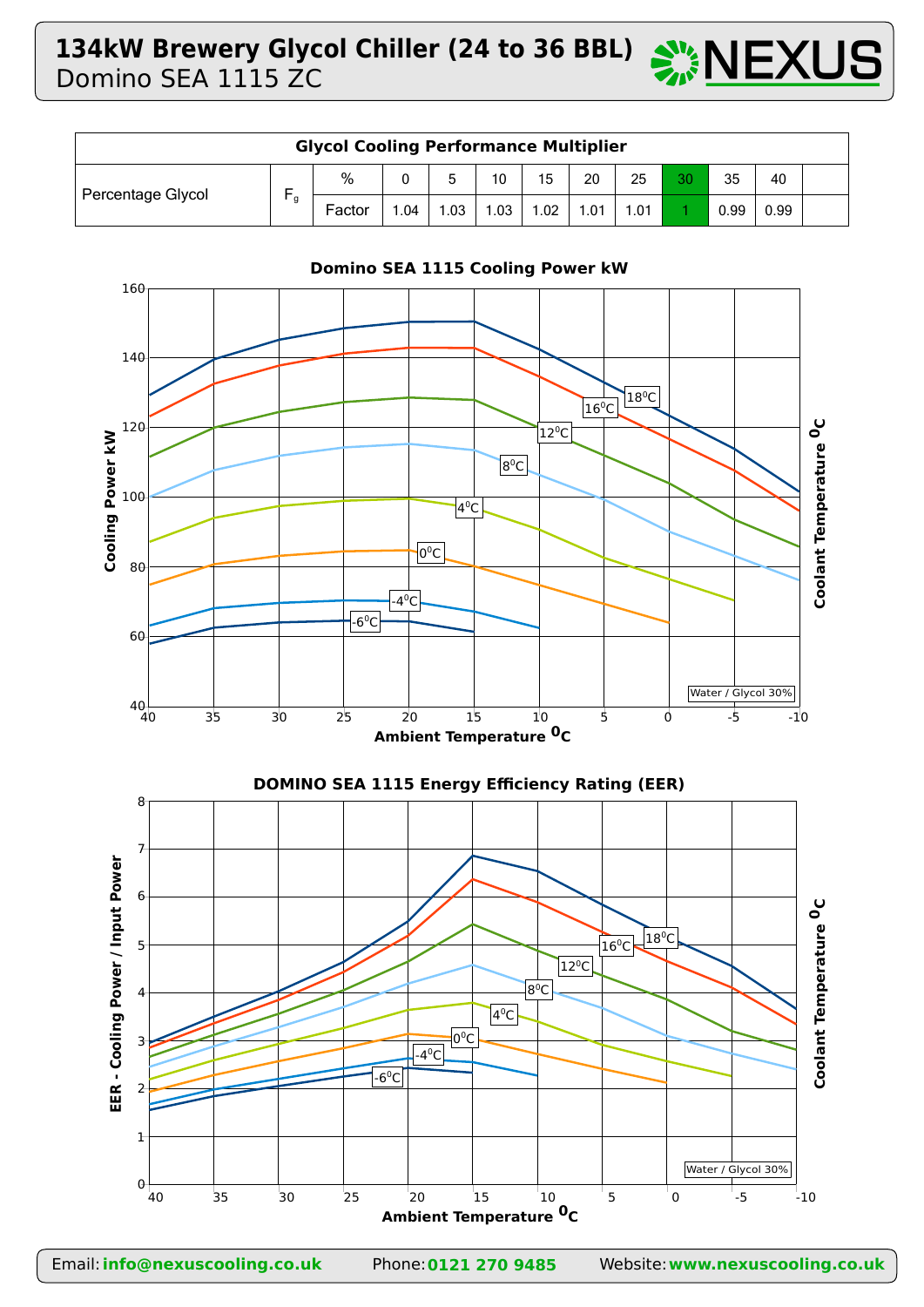# 134kW Brewery Glycol Chiller (24 to 36 BBL)

Domino SEA 1115 ZC

NEXUS

| Glycol Cooling Performance Multiplier | | | | | | | | | | | |
|---|---|---|---|---|---|---|---|---|---|---|---|
| Percentage Glycol | $F_g$ | % | 0 | 5 | 10 | 15 | 20 | 25 | 30 | 35 | 40 |
| | | Factor | 1.04 | 1.03 | 1.03 | 1.02 | 1.01 | 1.01 | 1 | 0.99 | 0.99 |

**Domino SEA 1115 Cooling Power kW**

Cooling Power kW

160
140
120
100
80
60
40

40 35 30 25 20 15 10 5 0 -5 -10

Ambient Temperature $^0$C

Coolant Temperature $^0$C

18$^0$C
16$^0$C
12$^0$C
8$^0$C
4$^0$C
0$^0$C
-4$^0$C
-6$^0$C

Water / Glycol 30%

**DOMINO SEA 1115 Energy Efficiency Rating (EER)**

EER - Cooling Power / Input Power

8
7
6
5
4
3
2
1
0

40 35 30 25 20 15 10 5 0 -5 -10

Ambient Temperature $^0$C

Coolant Temperature $^0$C

18$^0$C
16$^0$C
12$^0$C
8$^0$C
4$^0$C
0$^0$C
-4$^0$C
-6$^0$C

Water / Glycol 30%

Email: info@nexuscooling.co.uk Phone: 0121 270 9485 Website: www.nexuscooling.co.uk